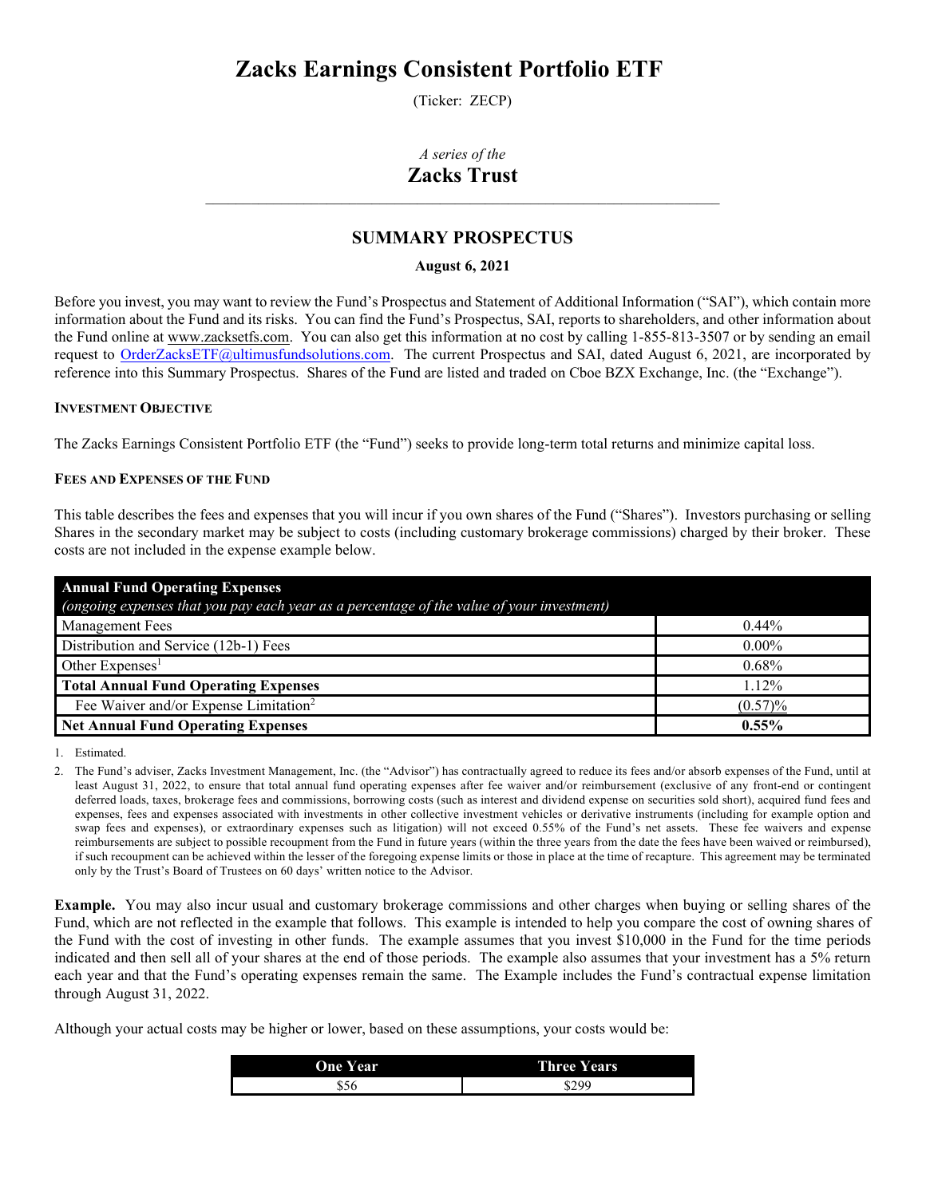# Zacks Earnings Consistent Portfolio ETF

(Ticker: ZECP)

*A series of the*

## Zacks Trust

## SUMMARY PROSPECTUS

**August 6, 2021**

Before you invest, you may want to review the Fund's Prospectus and Statement of Additional Information ("SAI"), which contain more information about the Fund and its risks. You can find the Fund's Prospectus, SAI, reports to shareholders, and other information about the Fund online at www.zacksetfs.com. You can also get this information at no cost by calling 1-855-813-3507 or by sending an email request to OrderZacksETF@ultimusfundsolutions.com. The current Prospectus and SAI, dated August 6, 2021, are incorporated by reference into this Summary Prospectus. Shares of the Fund are listed and traded on Cboe BZX Exchange, Inc. (the "Exchange").

### INVESTMENT OBJECTIVE

The Zacks Earnings Consistent Portfolio ETF (the "Fund") seeks to provide long-term total returns and minimize capital loss.

### FEES AND EXPENSES OF THE FUND

This table describes the fees and expenses that you will incur if you own shares of the Fund ("Shares"). Investors purchasing or selling Shares in the secondary market may be subject to costs (including customary brokerage commissions) charged by their broker. These costs are not included in the expense example below.

| **Annual Fund Operating Expenses** *(ongoing expenses that you pay each year as a percentage of the value of your investment)* | |
|---|---|
| Management Fees | 0.44% |
| Distribution and Service (12b-1) Fees | 0.00% |
| Other Expenses[1] | 0.68% |
| **Total Annual Fund Operating Expenses** | 1.12% |
| Fee Waiver and/or Expense Limitation[2] | (0.57)% |
| **Net Annual Fund Operating Expenses** | **0.55%** |

1. Estimated.
2. The Fund's adviser, Zacks Investment Management, Inc. (the "Advisor") has contractually agreed to reduce its fees and/or absorb expenses of the Fund, until at least August 31, 2022, to ensure that total annual fund operating expenses after fee waiver and/or reimbursement (exclusive of any front-end or contingent deferred loads, taxes, brokerage fees and commissions, borrowing costs (such as interest and dividend expense on securities sold short), acquired fund fees and expenses, fees and expenses associated with investments in other collective investment vehicles or derivative instruments (including for example option and swap fees and expenses), or extraordinary expenses such as litigation) will not exceed 0.55% of the Fund's net assets. These fee waivers and expense reimbursements are subject to possible recoupment from the Fund in future years (within the three years from the date the fees have been waived or reimbursed), if such recoupment can be achieved within the lesser of the foregoing expense limits or those in place at the time of recapture. This agreement may be terminated only by the Trust's Board of Trustees on 60 days' written notice to the Advisor.

**Example.** You may also incur usual and customary brokerage commissions and other charges when buying or selling shares of the Fund, which are not reflected in the example that follows. This example is intended to help you compare the cost of owning shares of the Fund with the cost of investing in other funds. The example assumes that you invest $10,000 in the Fund for the time periods indicated and then sell all of your shares at the end of those periods. The example also assumes that your investment has a 5% return each year and that the Fund's operating expenses remain the same. The Example includes the Fund's contractual expense limitation through August 31, 2022.

Although your actual costs may be higher or lower, based on these assumptions, your costs would be:

| One Year | Three Years |
|---|---|
| $56 | $299 |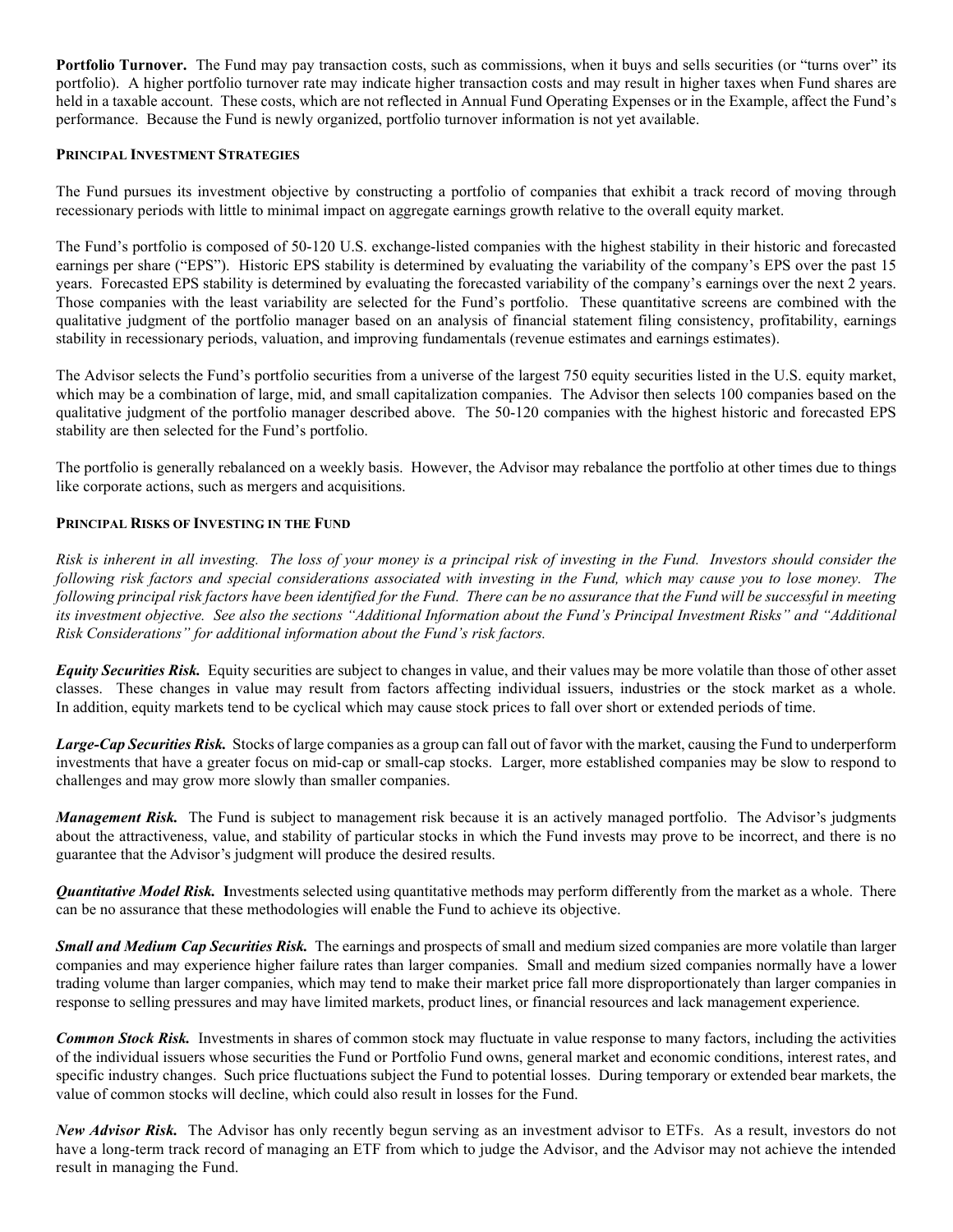**Portfolio Turnover.** The Fund may pay transaction costs, such as commissions, when it buys and sells securities (or "turns over" its portfolio). A higher portfolio turnover rate may indicate higher transaction costs and may result in higher taxes when Fund shares are held in a taxable account. These costs, which are not reflected in Annual Fund Operating Expenses or in the Example, affect the Fund's performance. Because the Fund is newly organized, portfolio turnover information is not yet available.

### PRINCIPAL INVESTMENT STRATEGIES

The Fund pursues its investment objective by constructing a portfolio of companies that exhibit a track record of moving through recessionary periods with little to minimal impact on aggregate earnings growth relative to the overall equity market.

The Fund's portfolio is composed of 50-120 U.S. exchange-listed companies with the highest stability in their historic and forecasted earnings per share ("EPS"). Historic EPS stability is determined by evaluating the variability of the company's EPS over the past 15 years. Forecasted EPS stability is determined by evaluating the forecasted variability of the company's earnings over the next 2 years. Those companies with the least variability are selected for the Fund's portfolio. These quantitative screens are combined with the qualitative judgment of the portfolio manager based on an analysis of financial statement filing consistency, profitability, earnings stability in recessionary periods, valuation, and improving fundamentals (revenue estimates and earnings estimates).

The Advisor selects the Fund's portfolio securities from a universe of the largest 750 equity securities listed in the U.S. equity market, which may be a combination of large, mid, and small capitalization companies. The Advisor then selects 100 companies based on the qualitative judgment of the portfolio manager described above. The 50-120 companies with the highest historic and forecasted EPS stability are then selected for the Fund's portfolio.

The portfolio is generally rebalanced on a weekly basis. However, the Advisor may rebalance the portfolio at other times due to things like corporate actions, such as mergers and acquisitions.

### PRINCIPAL RISKS OF INVESTING IN THE FUND

*Risk is inherent in all investing. The loss of your money is a principal risk of investing in the Fund. Investors should consider the following risk factors and special considerations associated with investing in the Fund, which may cause you to lose money. The following principal risk factors have been identified for the Fund. There can be no assurance that the Fund will be successful in meeting its investment objective. See also the sections "Additional Information about the Fund's Principal Investment Risks" and "Additional Risk Considerations" for additional information about the Fund's risk factors.*

***Equity Securities Risk.*** Equity securities are subject to changes in value, and their values may be more volatile than those of other asset classes. These changes in value may result from factors affecting individual issuers, industries or the stock market as a whole. In addition, equity markets tend to be cyclical which may cause stock prices to fall over short or extended periods of time.

***Large-Cap Securities Risk.*** Stocks of large companies as a group can fall out of favor with the market, causing the Fund to underperform investments that have a greater focus on mid-cap or small-cap stocks. Larger, more established companies may be slow to respond to challenges and may grow more slowly than smaller companies.

***Management Risk.*** The Fund is subject to management risk because it is an actively managed portfolio. The Advisor's judgments about the attractiveness, value, and stability of particular stocks in which the Fund invests may prove to be incorrect, and there is no guarantee that the Advisor's judgment will produce the desired results.

***Quantitative Model Risk.*** Investments selected using quantitative methods may perform differently from the market as a whole. There can be no assurance that these methodologies will enable the Fund to achieve its objective.

***Small and Medium Cap Securities Risk.*** The earnings and prospects of small and medium sized companies are more volatile than larger companies and may experience higher failure rates than larger companies. Small and medium sized companies normally have a lower trading volume than larger companies, which may tend to make their market price fall more disproportionately than larger companies in response to selling pressures and may have limited markets, product lines, or financial resources and lack management experience.

***Common Stock Risk.*** Investments in shares of common stock may fluctuate in value response to many factors, including the activities of the individual issuers whose securities the Fund or Portfolio Fund owns, general market and economic conditions, interest rates, and specific industry changes. Such price fluctuations subject the Fund to potential losses. During temporary or extended bear markets, the value of common stocks will decline, which could also result in losses for the Fund.

***New Advisor Risk.*** The Advisor has only recently begun serving as an investment advisor to ETFs. As a result, investors do not have a long-term track record of managing an ETF from which to judge the Advisor, and the Advisor may not achieve the intended result in managing the Fund.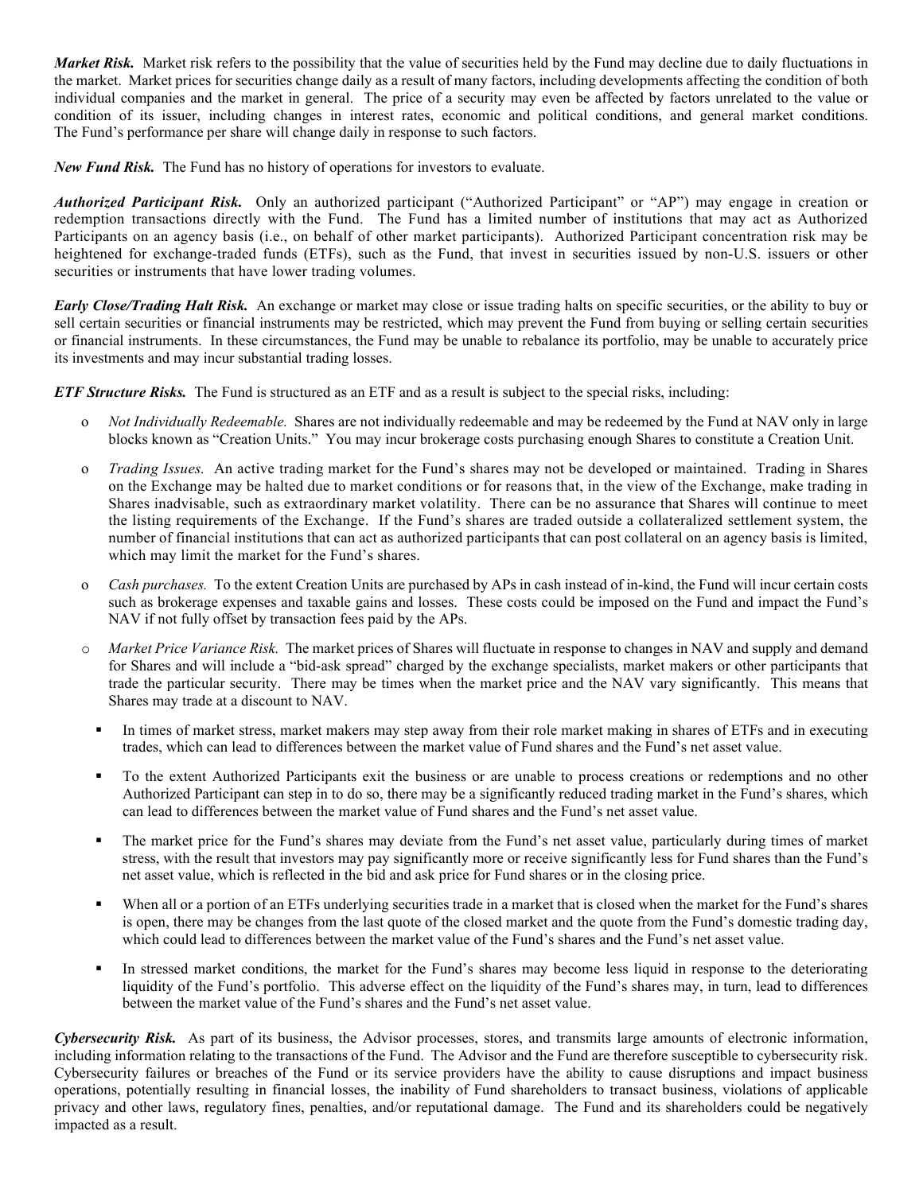***Market Risk.*** Market risk refers to the possibility that the value of securities held by the Fund may decline due to daily fluctuations in the market. Market prices for securities change daily as a result of many factors, including developments affecting the condition of both individual companies and the market in general. The price of a security may even be affected by factors unrelated to the value or condition of its issuer, including changes in interest rates, economic and political conditions, and general market conditions. The Fund's performance per share will change daily in response to such factors.

***New Fund Risk.*** The Fund has no history of operations for investors to evaluate.

***Authorized Participant Risk.*** Only an authorized participant ("Authorized Participant" or "AP") may engage in creation or redemption transactions directly with the Fund. The Fund has a limited number of institutions that may act as Authorized Participants on an agency basis (i.e., on behalf of other market participants). Authorized Participant concentration risk may be heightened for exchange-traded funds (ETFs), such as the Fund, that invest in securities issued by non-U.S. issuers or other securities or instruments that have lower trading volumes.

***Early Close/Trading Halt Risk.*** An exchange or market may close or issue trading halts on specific securities, or the ability to buy or sell certain securities or financial instruments may be restricted, which may prevent the Fund from buying or selling certain securities or financial instruments. In these circumstances, the Fund may be unable to rebalance its portfolio, may be unable to accurately price its investments and may incur substantial trading losses.

***ETF Structure Risks.*** The Fund is structured as an ETF and as a result is subject to the special risks, including:

- *Not Individually Redeemable.* Shares are not individually redeemable and may be redeemed by the Fund at NAV only in large blocks known as "Creation Units." You may incur brokerage costs purchasing enough Shares to constitute a Creation Unit.
- *Trading Issues.* An active trading market for the Fund's shares may not be developed or maintained. Trading in Shares on the Exchange may be halted due to market conditions or for reasons that, in the view of the Exchange, make trading in Shares inadvisable, such as extraordinary market volatility. There can be no assurance that Shares will continue to meet the listing requirements of the Exchange. If the Fund's shares are traded outside a collateralized settlement system, the number of financial institutions that can act as authorized participants that can post collateral on an agency basis is limited, which may limit the market for the Fund's shares.
- *Cash purchases.* To the extent Creation Units are purchased by APs in cash instead of in-kind, the Fund will incur certain costs such as brokerage expenses and taxable gains and losses. These costs could be imposed on the Fund and impact the Fund's NAV if not fully offset by transaction fees paid by the APs.
- *Market Price Variance Risk.* The market prices of Shares will fluctuate in response to changes in NAV and supply and demand for Shares and will include a "bid-ask spread" charged by the exchange specialists, market makers or other participants that trade the particular security. There may be times when the market price and the NAV vary significantly. This means that Shares may trade at a discount to NAV.
  - In times of market stress, market makers may step away from their role market making in shares of ETFs and in executing trades, which can lead to differences between the market value of Fund shares and the Fund's net asset value.
  - To the extent Authorized Participants exit the business or are unable to process creations or redemptions and no other Authorized Participant can step in to do so, there may be a significantly reduced trading market in the Fund's shares, which can lead to differences between the market value of Fund shares and the Fund's net asset value.
  - The market price for the Fund's shares may deviate from the Fund's net asset value, particularly during times of market stress, with the result that investors may pay significantly more or receive significantly less for Fund shares than the Fund's net asset value, which is reflected in the bid and ask price for Fund shares or in the closing price.
  - When all or a portion of an ETFs underlying securities trade in a market that is closed when the market for the Fund's shares is open, there may be changes from the last quote of the closed market and the quote from the Fund's domestic trading day, which could lead to differences between the market value of the Fund's shares and the Fund's net asset value.
  - In stressed market conditions, the market for the Fund's shares may become less liquid in response to the deteriorating liquidity of the Fund's portfolio. This adverse effect on the liquidity of the Fund's shares may, in turn, lead to differences between the market value of the Fund's shares and the Fund's net asset value.

***Cybersecurity Risk.*** As part of its business, the Advisor processes, stores, and transmits large amounts of electronic information, including information relating to the transactions of the Fund. The Advisor and the Fund are therefore susceptible to cybersecurity risk. Cybersecurity failures or breaches of the Fund or its service providers have the ability to cause disruptions and impact business operations, potentially resulting in financial losses, the inability of Fund shareholders to transact business, violations of applicable privacy and other laws, regulatory fines, penalties, and/or reputational damage. The Fund and its shareholders could be negatively impacted as a result.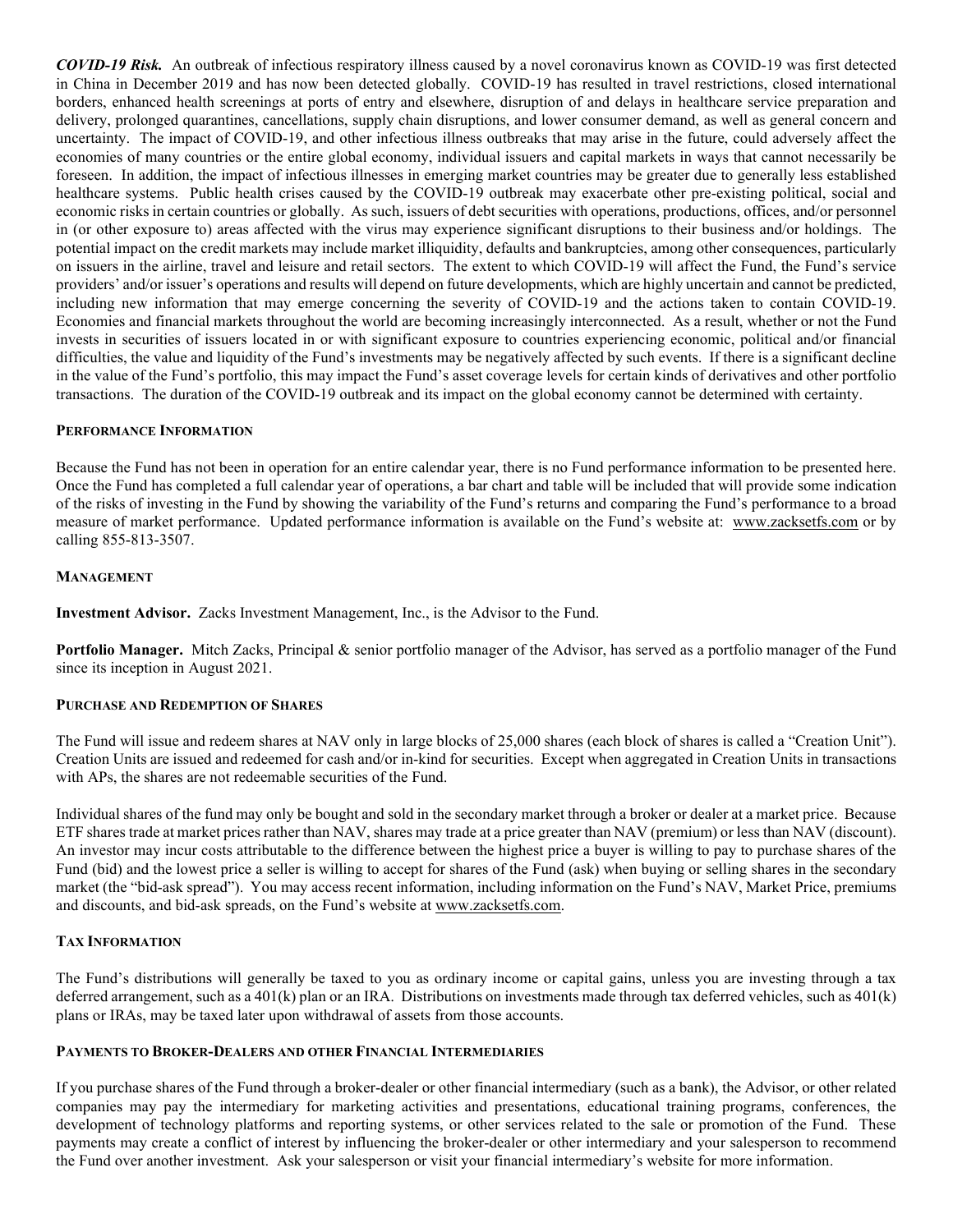***COVID-19 Risk.*** An outbreak of infectious respiratory illness caused by a novel coronavirus known as COVID-19 was first detected in China in December 2019 and has now been detected globally. COVID-19 has resulted in travel restrictions, closed international borders, enhanced health screenings at ports of entry and elsewhere, disruption of and delays in healthcare service preparation and delivery, prolonged quarantines, cancellations, supply chain disruptions, and lower consumer demand, as well as general concern and uncertainty. The impact of COVID-19, and other infectious illness outbreaks that may arise in the future, could adversely affect the economies of many countries or the entire global economy, individual issuers and capital markets in ways that cannot necessarily be foreseen. In addition, the impact of infectious illnesses in emerging market countries may be greater due to generally less established healthcare systems. Public health crises caused by the COVID-19 outbreak may exacerbate other pre-existing political, social and economic risks in certain countries or globally. As such, issuers of debt securities with operations, productions, offices, and/or personnel in (or other exposure to) areas affected with the virus may experience significant disruptions to their business and/or holdings. The potential impact on the credit markets may include market illiquidity, defaults and bankruptcies, among other consequences, particularly on issuers in the airline, travel and leisure and retail sectors. The extent to which COVID-19 will affect the Fund, the Fund's service providers' and/or issuer's operations and results will depend on future developments, which are highly uncertain and cannot be predicted, including new information that may emerge concerning the severity of COVID-19 and the actions taken to contain COVID-19. Economies and financial markets throughout the world are becoming increasingly interconnected. As a result, whether or not the Fund invests in securities of issuers located in or with significant exposure to countries experiencing economic, political and/or financial difficulties, the value and liquidity of the Fund's investments may be negatively affected by such events. If there is a significant decline in the value of the Fund's portfolio, this may impact the Fund's asset coverage levels for certain kinds of derivatives and other portfolio transactions. The duration of the COVID-19 outbreak and its impact on the global economy cannot be determined with certainty.

### PERFORMANCE INFORMATION

Because the Fund has not been in operation for an entire calendar year, there is no Fund performance information to be presented here. Once the Fund has completed a full calendar year of operations, a bar chart and table will be included that will provide some indication of the risks of investing in the Fund by showing the variability of the Fund's returns and comparing the Fund's performance to a broad measure of market performance. Updated performance information is available on the Fund's website at: www.zacksetfs.com or by calling 855-813-3507.

### MANAGEMENT

**Investment Advisor.** Zacks Investment Management, Inc., is the Advisor to the Fund.

**Portfolio Manager.** Mitch Zacks, Principal & senior portfolio manager of the Advisor, has served as a portfolio manager of the Fund since its inception in August 2021.

### PURCHASE AND REDEMPTION OF SHARES

The Fund will issue and redeem shares at NAV only in large blocks of 25,000 shares (each block of shares is called a "Creation Unit"). Creation Units are issued and redeemed for cash and/or in-kind for securities. Except when aggregated in Creation Units in transactions with APs, the shares are not redeemable securities of the Fund.

Individual shares of the fund may only be bought and sold in the secondary market through a broker or dealer at a market price. Because ETF shares trade at market prices rather than NAV, shares may trade at a price greater than NAV (premium) or less than NAV (discount). An investor may incur costs attributable to the difference between the highest price a buyer is willing to pay to purchase shares of the Fund (bid) and the lowest price a seller is willing to accept for shares of the Fund (ask) when buying or selling shares in the secondary market (the "bid-ask spread"). You may access recent information, including information on the Fund's NAV, Market Price, premiums and discounts, and bid-ask spreads, on the Fund's website at www.zacksetfs.com.

### TAX INFORMATION

The Fund's distributions will generally be taxed to you as ordinary income or capital gains, unless you are investing through a tax deferred arrangement, such as a 401(k) plan or an IRA. Distributions on investments made through tax deferred vehicles, such as 401(k) plans or IRAs, may be taxed later upon withdrawal of assets from those accounts.

### PAYMENTS TO BROKER-DEALERS AND OTHER FINANCIAL INTERMEDIARIES

If you purchase shares of the Fund through a broker-dealer or other financial intermediary (such as a bank), the Advisor, or other related companies may pay the intermediary for marketing activities and presentations, educational training programs, conferences, the development of technology platforms and reporting systems, or other services related to the sale or promotion of the Fund. These payments may create a conflict of interest by influencing the broker-dealer or other intermediary and your salesperson to recommend the Fund over another investment. Ask your salesperson or visit your financial intermediary's website for more information.